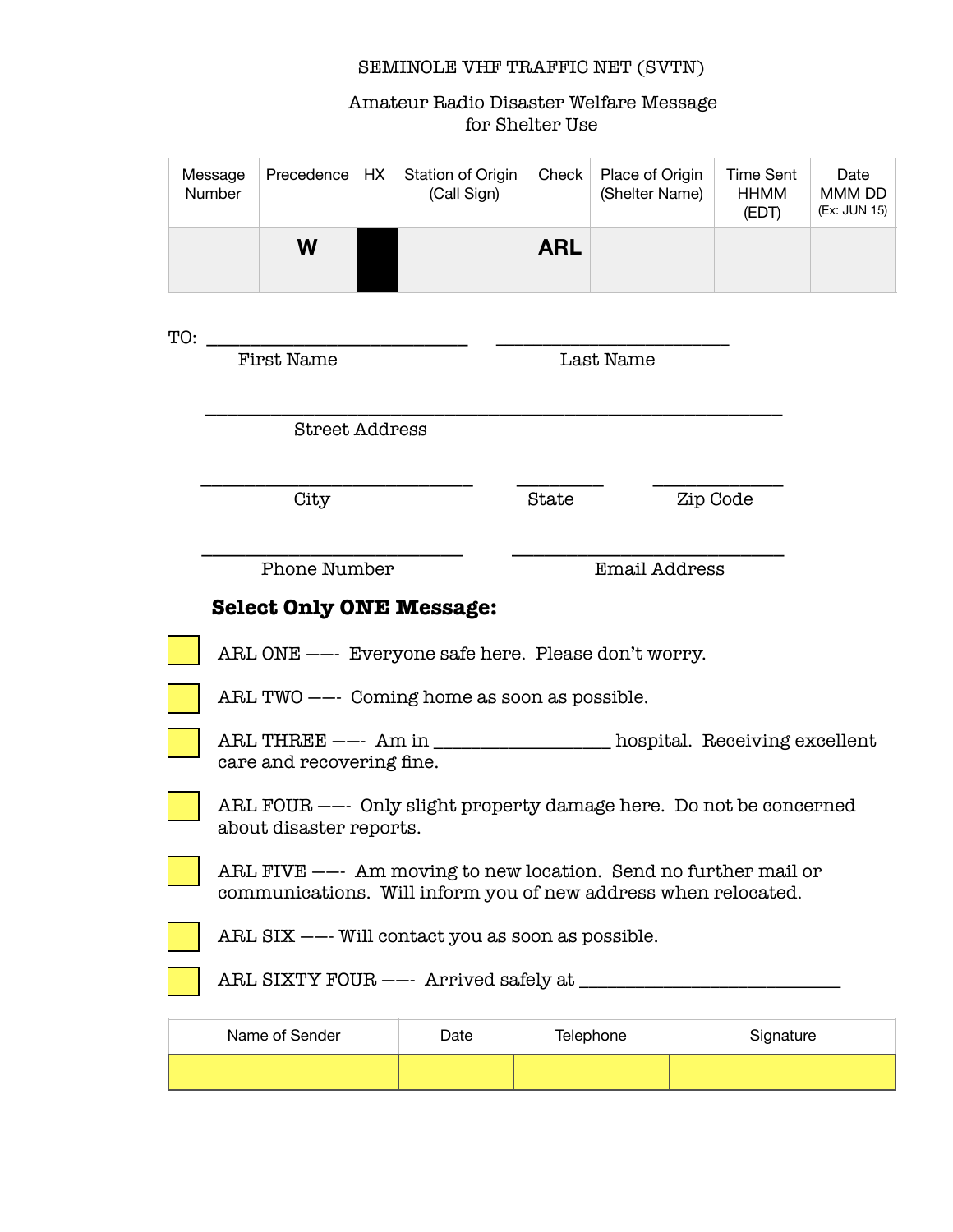# SEMINOLE VHF TRAFFIC NET (SVTN)

## Amateur Radio Disaster Welfare Message for Shelter Use

| Message Number | Precedence | HX | Station of Origin (Call Sign) | Check | Place of Origin (Shelter Name) | Time Sent HHMM (EDT) | Date MMM DD (Ex: JUN 15) |
|---|---|---|---|---|---|---|---|
| | **W** | | | **ARL** | | | |

TO: ____________________________ ________________________
First Name Last Name

______________________________________________________________
Street Address

_____________________________ _________ _____________
City State Zip Code

___________________________ _____________________________
Phone Number Email Address

**Select Only ONE Message:**

☐ ARL ONE ——- Everyone safe here. Please don't worry.

☐ ARL TWO ——- Coming home as soon as possible.

☐ ARL THREE ——- Am in ___________________ hospital. Receiving excellent care and recovering fine.

☐ ARL FOUR ——- Only slight property damage here. Do not be concerned about disaster reports.

☐ ARL FIVE ——- Am moving to new location. Send no further mail or communications. Will inform you of new address when relocated.

☐ ARL SIX ——- Will contact you as soon as possible.

☐ ARL SIXTY FOUR ——- Arrived safely at ____________________________

| Name of Sender | Date | Telephone | Signature |
|---|---|---|---|
| | | | |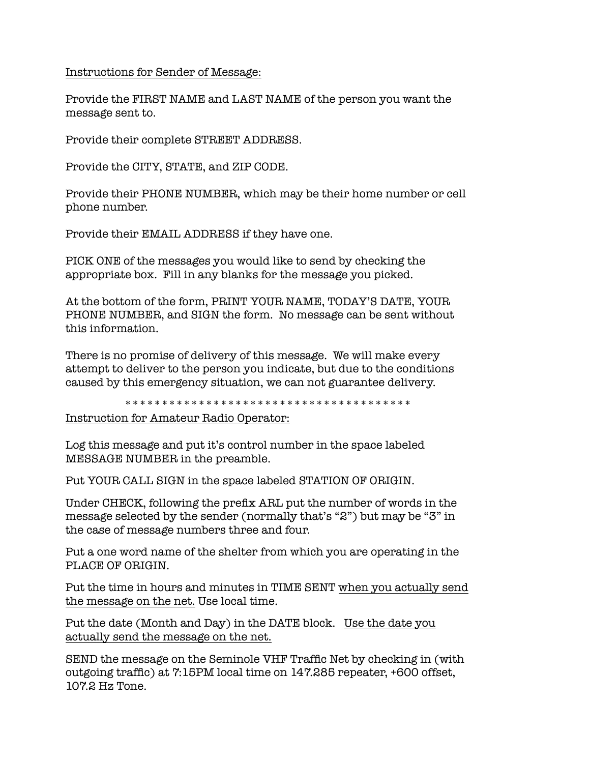Instructions for Sender of Message:

Provide the FIRST NAME and LAST NAME of the person you want the message sent to.

Provide their complete STREET ADDRESS.

Provide the CITY, STATE, and ZIP CODE.

Provide their PHONE NUMBER, which may be their home number or cell phone number.

Provide their EMAIL ADDRESS if they have one.

PICK ONE of the messages you would like to send by checking the appropriate box. Fill in any blanks for the message you picked.

At the bottom of the form, PRINT YOUR NAME, TODAY'S DATE, YOUR PHONE NUMBER, and SIGN the form. No message can be sent without this information.

There is no promise of delivery of this message. We will make every attempt to deliver to the person you indicate, but due to the conditions caused by this emergency situation, we can not guarantee delivery.

* * * * * * * * * * * * * * * * * * * * * * * * * * * * * * * * * * * * * * * * * * *

Instruction for Amateur Radio Operator:

Log this message and put it's control number in the space labeled MESSAGE NUMBER in the preamble.

Put YOUR CALL SIGN in the space labeled STATION OF ORIGIN.

Under CHECK, following the prefix ARL put the number of words in the message selected by the sender (normally that's "2") but may be "3" in the case of message numbers three and four.

Put a one word name of the shelter from which you are operating in the PLACE OF ORIGIN.

Put the time in hours and minutes in TIME SENT when you actually send the message on the net. Use local time.

Put the date (Month and Day) in the DATE block. Use the date you actually send the message on the net.

SEND the message on the Seminole VHF Traffic Net by checking in (with outgoing traffic) at 7:15PM local time on 147.285 repeater, +600 offset, 107.2 Hz Tone.